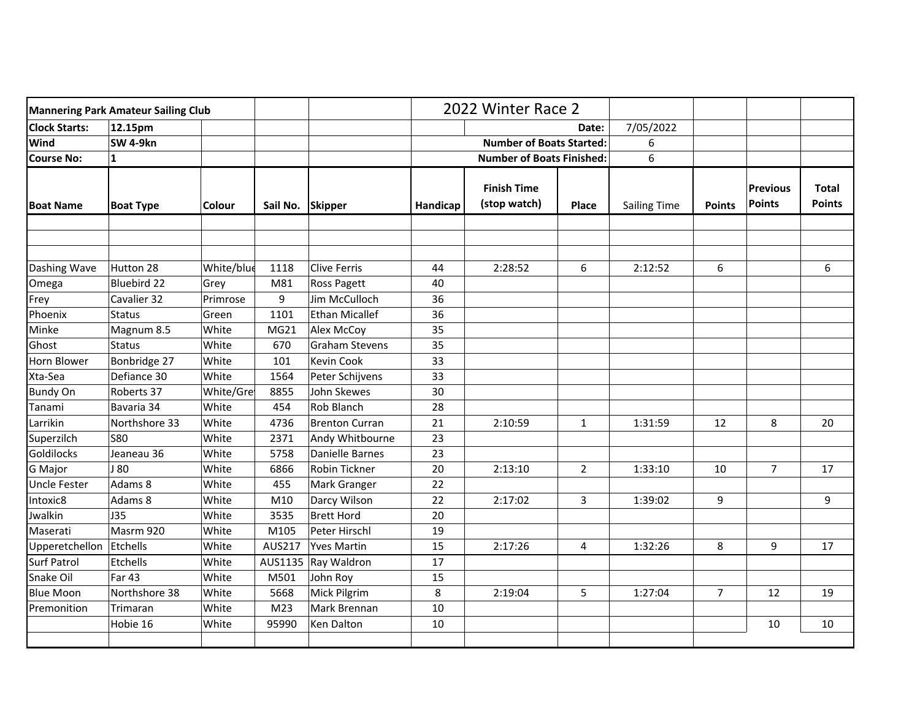| Mannering Park Amateur Sailing Club | | | | | 2022 Winter Race 2 | | | | | | |
|---|---|---|---|---|---|---|---|---|---|---|---|
| **Clock Starts:** | **12.15pm** | | | | | **Date:** | | 7/05/2022 | | | |
| **Wind** | **SW 4-9kn** | | | | | **Number of Boats Started:** | | 6 | | | |
| **Course No:** | **1** | | | | | **Number of Boats Finished:** | | 6 | | | |
| **Boat Name** | **Boat Type** | **Colour** | **Sail No.** | **Skipper** | **Handicap** | **Finish Time (stop watch)** | **Place** | Sailing Time | **Points** | **Previous Points** | **Total Points** |
| | | | | | | | | | | | |
| | | | | | | | | | | | |
| | | | | | | | | | | | |
| Dashing Wave | Hutton 28 | White/blue | 1118 | Clive Ferris | 44 | 2:28:52 | 6 | 2:12:52 | 6 | | 6 |
| Omega | Bluebird 22 | Grey | M81 | Ross Pagett | 40 | | | | | | |
| Frey | Cavalier 32 | Primrose | 9 | Jim McCulloch | 36 | | | | | | |
| Phoenix | Status | Green | 1101 | Ethan Micallef | 36 | | | | | | |
| Minke | Magnum 8.5 | White | MG21 | Alex McCoy | 35 | | | | | | |
| Ghost | Status | White | 670 | Graham Stevens | 35 | | | | | | |
| Horn Blower | Bonbridge 27 | White | 101 | Kevin Cook | 33 | | | | | | |
| Xta-Sea | Defiance 30 | White | 1564 | Peter Schijvens | 33 | | | | | | |
| Bundy On | Roberts 37 | White/Grey | 8855 | John Skewes | 30 | | | | | | |
| Tanami | Bavaria 34 | White | 454 | Rob Blanch | 28 | | | | | | |
| Larrikin | Northshore 33 | White | 4736 | Brenton Curran | 21 | 2:10:59 | 1 | 1:31:59 | 12 | 8 | 20 |
| Superzilch | S80 | White | 2371 | Andy Whitbourne | 23 | | | | | | |
| Goldilocks | Jeaneau 36 | White | 5758 | Danielle Barnes | 23 | | | | | | |
| G Major | J 80 | White | 6866 | Robin Tickner | 20 | 2:13:10 | 2 | 1:33:10 | 10 | 7 | 17 |
| Uncle Fester | Adams 8 | White | 455 | Mark Granger | 22 | | | | | | |
| Intoxic8 | Adams 8 | White | M10 | Darcy Wilson | 22 | 2:17:02 | 3 | 1:39:02 | 9 | | 9 |
| Jwalkin | J35 | White | 3535 | Brett Hord | 20 | | | | | | |
| Maserati | Masrm 920 | White | M105 | Peter Hirschl | 19 | | | | | | |
| Upperetchellon | Etchells | White | AUS217 | Yves Martin | 15 | 2:17:26 | 4 | 1:32:26 | 8 | 9 | 17 |
| Surf Patrol | Etchells | White | AUS1135 | Ray Waldron | 17 | | | | | | |
| Snake Oil | Far 43 | White | M501 | John Roy | 15 | | | | | | |
| Blue Moon | Northshore 38 | White | 5668 | Mick Pilgrim | 8 | 2:19:04 | 5 | 1:27:04 | 7 | 12 | 19 |
| Premonition | Trimaran | White | M23 | Mark Brennan | 10 | | | | | | |
| | Hobie 16 | White | 95990 | Ken Dalton | 10 | | | | | 10 | 10 |
| | | | | | | | | | | | |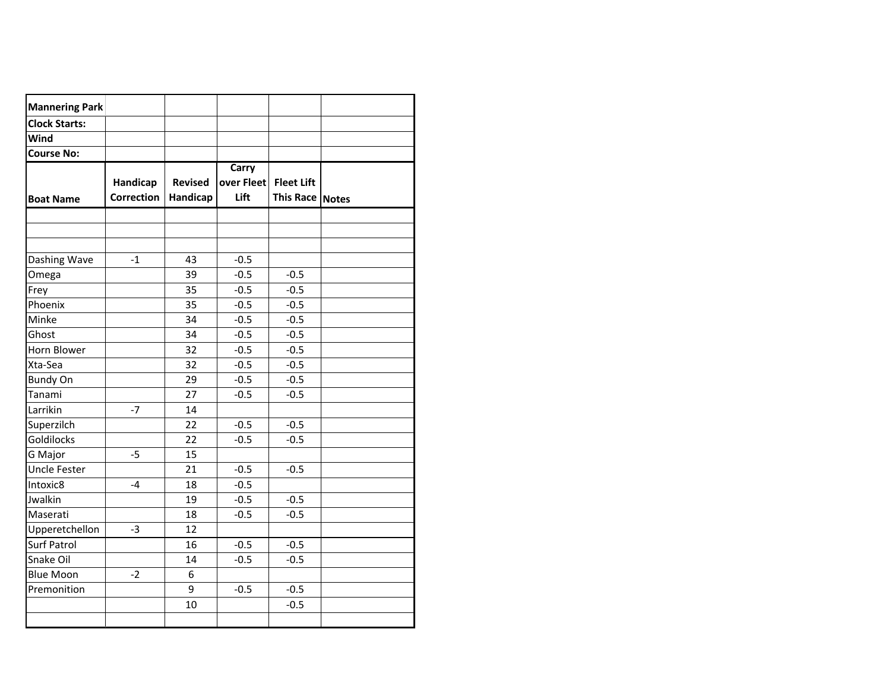| Mannering Park | | | | | |
|---|---|---|---|---|---|
| Clock Starts: | | | | | |
| Wind | | | | | |
| Course No: | | | | | |
| Boat Name | Handicap Correction | Revised Handicap | Carry over Fleet Lift | Fleet Lift This Race | Notes |
| | | | | | |
| | | | | | |
| | | | | | |
| Dashing Wave | -1 | 43 | -0.5 | | |
| Omega | | 39 | -0.5 | -0.5 | |
| Frey | | 35 | -0.5 | -0.5 | |
| Phoenix | | 35 | -0.5 | -0.5 | |
| Minke | | 34 | -0.5 | -0.5 | |
| Ghost | | 34 | -0.5 | -0.5 | |
| Horn Blower | | 32 | -0.5 | -0.5 | |
| Xta-Sea | | 32 | -0.5 | -0.5 | |
| Bundy On | | 29 | -0.5 | -0.5 | |
| Tanami | | 27 | -0.5 | -0.5 | |
| Larrikin | -7 | 14 | | | |
| Superzilch | | 22 | -0.5 | -0.5 | |
| Goldilocks | | 22 | -0.5 | -0.5 | |
| G Major | -5 | 15 | | | |
| Uncle Fester | | 21 | -0.5 | -0.5 | |
| Intoxic8 | -4 | 18 | -0.5 | | |
| Jwalkin | | 19 | -0.5 | -0.5 | |
| Maserati | | 18 | -0.5 | -0.5 | |
| Upperetchellon | -3 | 12 | | | |
| Surf Patrol | | 16 | -0.5 | -0.5 | |
| Snake Oil | | 14 | -0.5 | -0.5 | |
| Blue Moon | -2 | 6 | | | |
| Premonition | | 9 | -0.5 | -0.5 | |
| | | 10 | | -0.5 | |
| | | | | | |